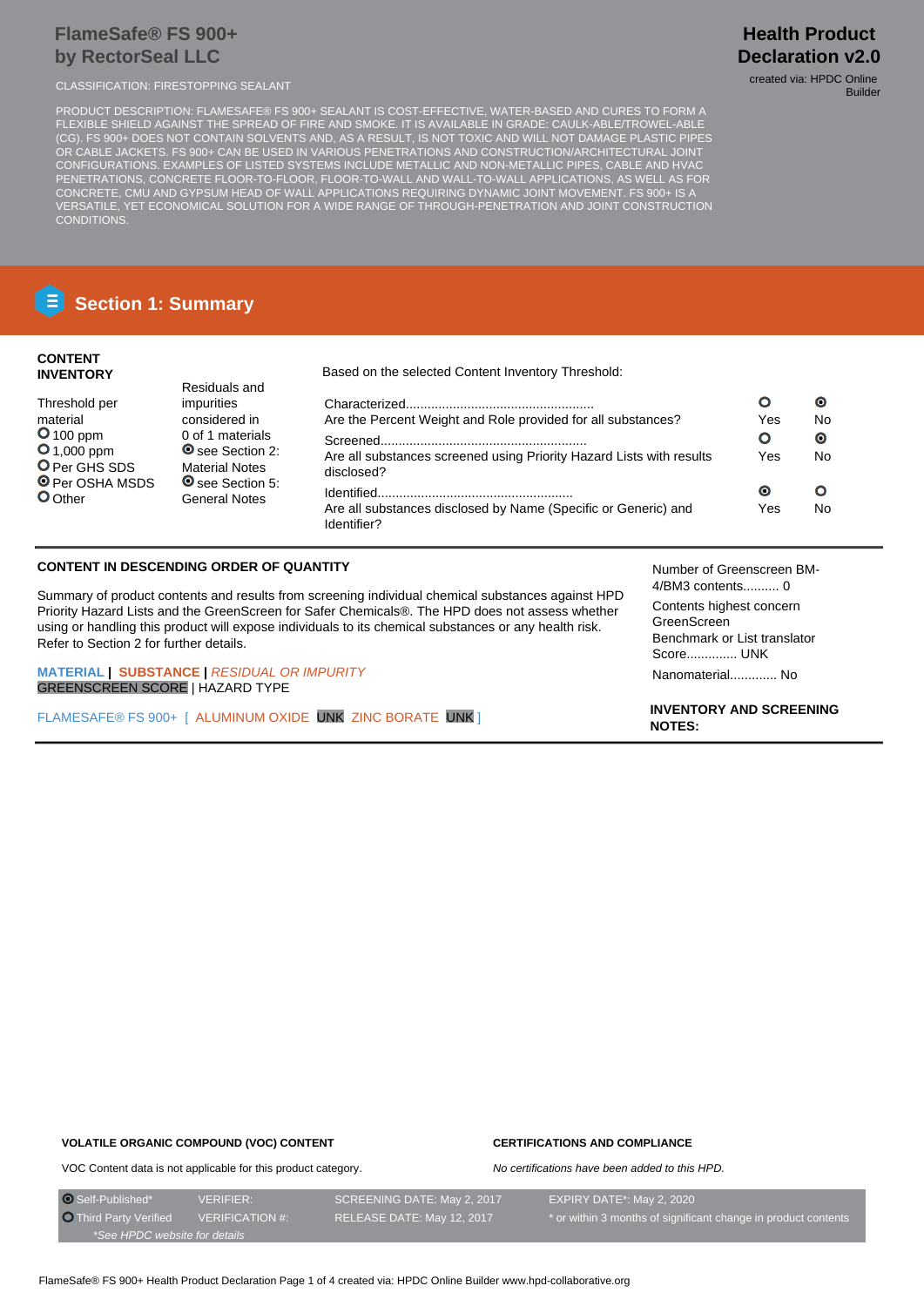# FlameSafe® FS 900+ by RectorSeal LLC

**Health Product Declaration v2.0**

created via: HPDC Online Builder

CLASSIFICATION: FIRESTOPPING SEALANT

PRODUCT DESCRIPTION: FLAMESAFE® FS 900+ SEALANT IS COST-EFFECTIVE, WATER-BASED AND CURES TO FORM A FLEXIBLE SHIELD AGAINST THE SPREAD OF FIRE AND SMOKE. IT IS AVAILABLE IN GRADE: CAULK-ABLE/TROWEL-ABLE (CG). FS 900+ DOES NOT CONTAIN SOLVENTS AND, AS A RESULT, IS NOT TOXIC AND WILL NOT DAMAGE PLASTIC PIPES OR CABLE JACKETS. FS 900+ CAN BE USED IN VARIOUS PENETRATIONS AND CONSTRUCTION/ARCHITECTURAL JOINT CONFIGURATIONS. EXAMPLES OF LISTED SYSTEMS INCLUDE METALLIC AND NON-METALLIC PIPES, CABLE AND HVAC PENETRATIONS, CONCRETE FLOOR-TO-FLOOR, FLOOR-TO-WALL AND WALL-TO-WALL APPLICATIONS, AS WELL AS FOR CONCRETE, CMU AND GYPSUM HEAD OF WALL APPLICATIONS REQUIRING DYNAMIC JOINT MOVEMENT. FS 900+ IS A VERSATILE, YET ECONOMICAL SOLUTION FOR A WIDE RANGE OF THROUGH-PENETRATION AND JOINT CONSTRUCTION CONDITIONS.

## Section 1: Summary

**CONTENT INVENTORY**

Threshold per material
- ○ 100 ppm
- ○ 1,000 ppm
- ○ Per GHS SDS
- ◉ Per OSHA MSDS
- ○ Other

Residuals and impurities considered in 0 of 1 materials
- ◉ see Section 2: Material Notes
- ◉ see Section 5: General Notes

Based on the selected Content Inventory Threshold:

| | Yes | No |
|---|---|---|
| Characterized.................................................... Are the Percent Weight and Role provided for all substances? | ○ | ◉ |
| Screened......................................................... Are all substances screened using Priority Hazard Lists with results disclosed? | ○ | ◉ |
| Identified...................................................... Are all substances disclosed by Name (Specific or Generic) and Identifier? | ◉ | ○ |

**CONTENT IN DESCENDING ORDER OF QUANTITY**

Summary of product contents and results from screening individual chemical substances against HPD Priority Hazard Lists and the GreenScreen for Safer Chemicals®. The HPD does not assess whether using or handling this product will expose individuals to its chemical substances or any health risk. Refer to Section 2 for further details.

**MATERIAL** | **SUBSTANCE** | *RESIDUAL OR IMPURITY*
GREENSCREEN SCORE | HAZARD TYPE

FLAMESAFE® FS 900+ [ ALUMINUM OXIDE UNK ZINC BORATE UNK ]

Number of Greenscreen BM-4/BM3 contents.......... 0

Contents highest concern GreenScreen Benchmark or List translator Score............. UNK

Nanomaterial............. No

**INVENTORY AND SCREENING NOTES:**

**VOLATILE ORGANIC COMPOUND (VOC) CONTENT**

VOC Content data is not applicable for this product category.

**CERTIFICATIONS AND COMPLIANCE**

*No certifications have been added to this HPD.*

| | | | |
|---|---|---|---|
| ◉ Self-Published* | VERIFIER: | SCREENING DATE: May 2, 2017 | EXPIRY DATE*: May 2, 2020 |
| ○ Third Party Verified | VERIFICATION #: | RELEASE DATE: May 12, 2017 | * or within 3 months of significant change in product contents |

*\*See HPDC website for details*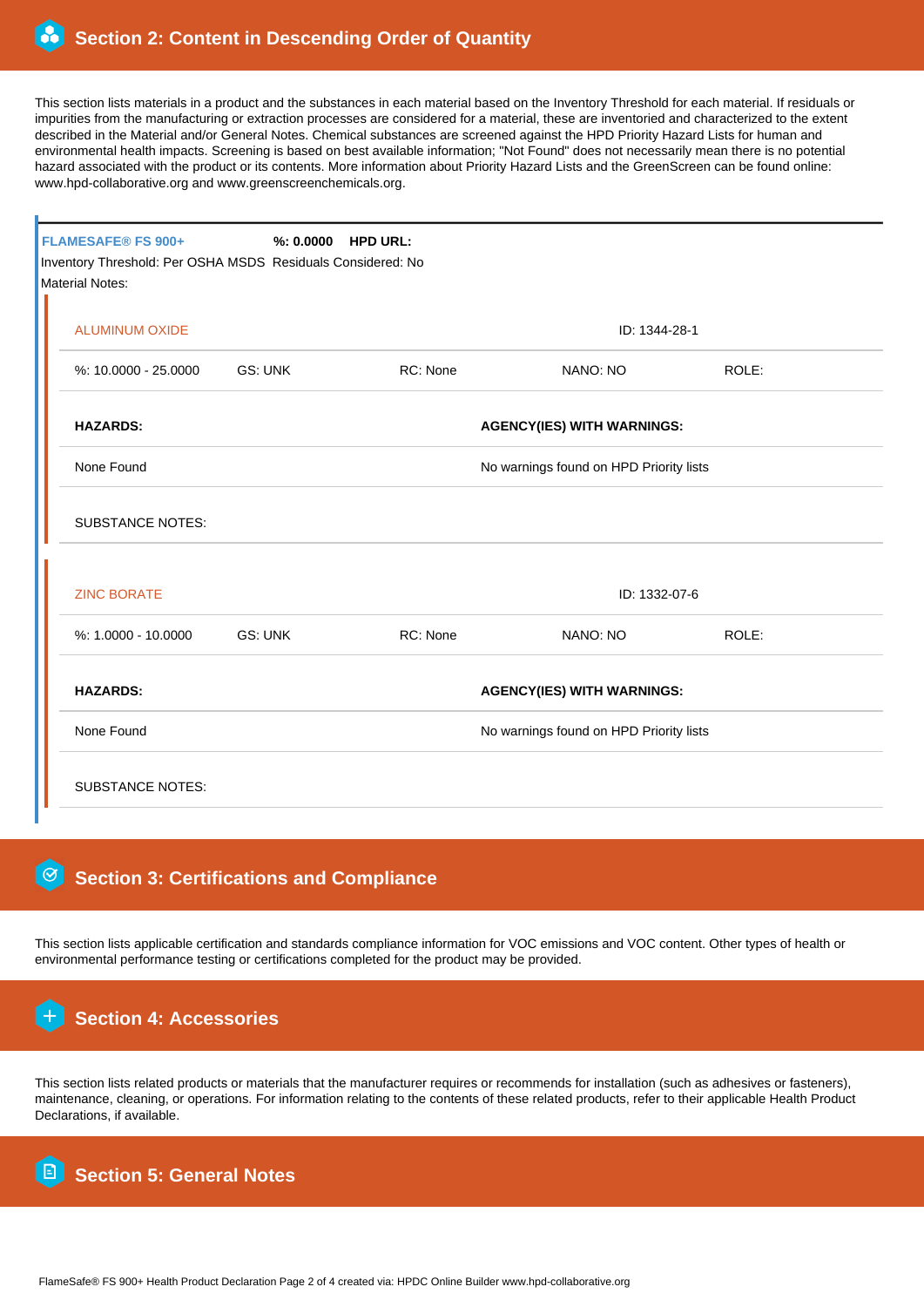## Section 2: Content in Descending Order of Quantity

This section lists materials in a product and the substances in each material based on the Inventory Threshold for each material. If residuals or impurities from the manufacturing or extraction processes are considered for a material, these are inventoried and characterized to the extent described in the Material and/or General Notes. Chemical substances are screened against the HPD Priority Hazard Lists for human and environmental health impacts. Screening is based on best available information; "Not Found" does not necessarily mean there is no potential hazard associated with the product or its contents. More information about Priority Hazard Lists and the GreenScreen can be found online: www.hpd-collaborative.org and www.greenscreenchemicals.org.

**FLAMESAFE® FS 900+** **%: 0.0000** **HPD URL:**

Inventory Threshold: Per OSHA MSDS Residuals Considered: No

Material Notes:

**ALUMINUM OXIDE** ID: 1344-28-1

| %: 10.0000 - 25.0000 | GS: UNK | RC: None | NANO: NO | ROLE: |
|---|---|---|---|---|

| HAZARDS: | AGENCY(IES) WITH WARNINGS: |
|---|---|
| None Found | No warnings found on HPD Priority lists |

SUBSTANCE NOTES:

**ZINC BORATE** ID: 1332-07-6

| %: 1.0000 - 10.0000 | GS: UNK | RC: None | NANO: NO | ROLE: |
|---|---|---|---|---|

| HAZARDS: | AGENCY(IES) WITH WARNINGS: |
|---|---|
| None Found | No warnings found on HPD Priority lists |

SUBSTANCE NOTES:

## Section 3: Certifications and Compliance

This section lists applicable certification and standards compliance information for VOC emissions and VOC content. Other types of health or environmental performance testing or certifications completed for the product may be provided.

## Section 4: Accessories

This section lists related products or materials that the manufacturer requires or recommends for installation (such as adhesives or fasteners), maintenance, cleaning, or operations. For information relating to the contents of these related products, refer to their applicable Health Product Declarations, if available.

## Section 5: General Notes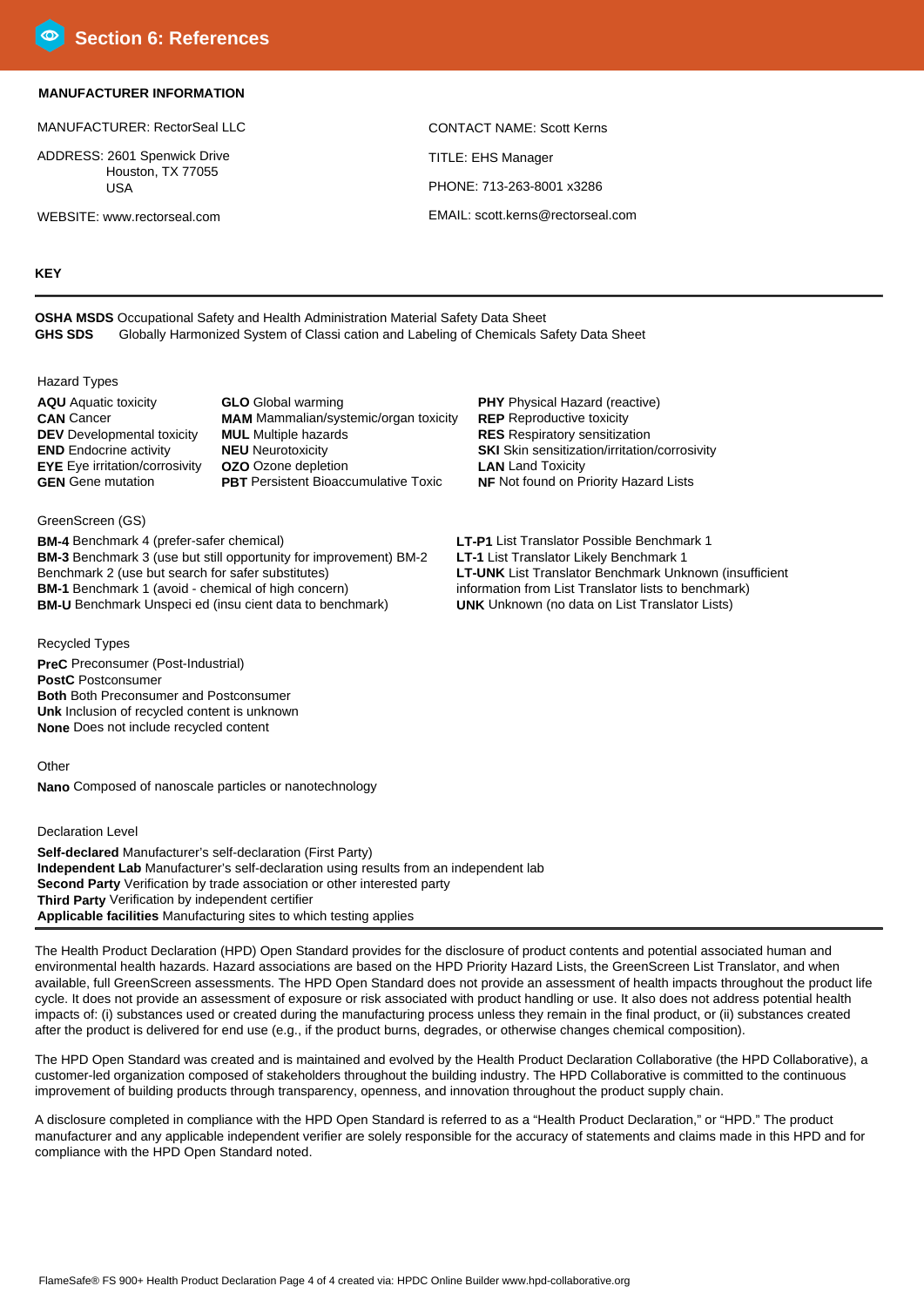# Section 6: References

**MANUFACTURER INFORMATION**

MANUFACTURER: RectorSeal LLC

ADDRESS: 2601 Spenwick Drive
Houston, TX 77055
USA

WEBSITE: www.rectorseal.com

CONTACT NAME: Scott Kerns

TITLE: EHS Manager

PHONE: 713-263-8001 x3286

EMAIL: scott.kerns@rectorseal.com

**KEY**

**OSHA MSDS** Occupational Safety and Health Administration Material Safety Data Sheet
**GHS SDS** Globally Harmonized System of Classi cation and Labeling of Chemicals Safety Data Sheet

Hazard Types

**AQU** Aquatic toxicity
**CAN** Cancer
**DEV** Developmental toxicity
**END** Endocrine activity
**EYE** Eye irritation/corrosivity
**GEN** Gene mutation
**GLO** Global warming
**MAM** Mammalian/systemic/organ toxicity
**MUL** Multiple hazards
**NEU** Neurotoxicity
**OZO** Ozone depletion
**PBT** Persistent Bioaccumulative Toxic
**PHY** Physical Hazard (reactive)
**REP** Reproductive toxicity
**RES** Respiratory sensitization
**SKI** Skin sensitization/irritation/corrosivity
**LAN** Land Toxicity
**NF** Not found on Priority Hazard Lists

GreenScreen (GS)

**BM-4** Benchmark 4 (prefer-safer chemical)
**BM-3** Benchmark 3 (use but still opportunity for improvement) BM-2 Benchmark 2 (use but search for safer substitutes)
**BM-1** Benchmark 1 (avoid - chemical of high concern)
**BM-U** Benchmark Unspeci ed (insu cient data to benchmark)
**LT-P1** List Translator Possible Benchmark 1
**LT-1** List Translator Likely Benchmark 1
**LT-UNK** List Translator Benchmark Unknown (insufficient information from List Translator lists to benchmark)
**UNK** Unknown (no data on List Translator Lists)

Recycled Types

**PreC** Preconsumer (Post-Industrial)
**PostC** Postconsumer
**Both** Both Preconsumer and Postconsumer
**Unk** Inclusion of recycled content is unknown
**None** Does not include recycled content

Other

**Nano** Composed of nanoscale particles or nanotechnology

Declaration Level

**Self-declared** Manufacturer's self-declaration (First Party)
**Independent Lab** Manufacturer's self-declaration using results from an independent lab
**Second Party** Verification by trade association or other interested party
**Third Party** Verification by independent certifier
**Applicable facilities** Manufacturing sites to which testing applies

The Health Product Declaration (HPD) Open Standard provides for the disclosure of product contents and potential associated human and environmental health hazards. Hazard associations are based on the HPD Priority Hazard Lists, the GreenScreen List Translator, and when available, full GreenScreen assessments. The HPD Open Standard does not provide an assessment of health impacts throughout the product life cycle. It does not provide an assessment of exposure or risk associated with product handling or use. It also does not address potential health impacts of: (i) substances used or created during the manufacturing process unless they remain in the final product, or (ii) substances created after the product is delivered for end use (e.g., if the product burns, degrades, or otherwise changes chemical composition).

The HPD Open Standard was created and is maintained and evolved by the Health Product Declaration Collaborative (the HPD Collaborative), a customer-led organization composed of stakeholders throughout the building industry. The HPD Collaborative is committed to the continuous improvement of building products through transparency, openness, and innovation throughout the product supply chain.

A disclosure completed in compliance with the HPD Open Standard is referred to as a "Health Product Declaration," or "HPD." The product manufacturer and any applicable independent verifier are solely responsible for the accuracy of statements and claims made in this HPD and for compliance with the HPD Open Standard noted.